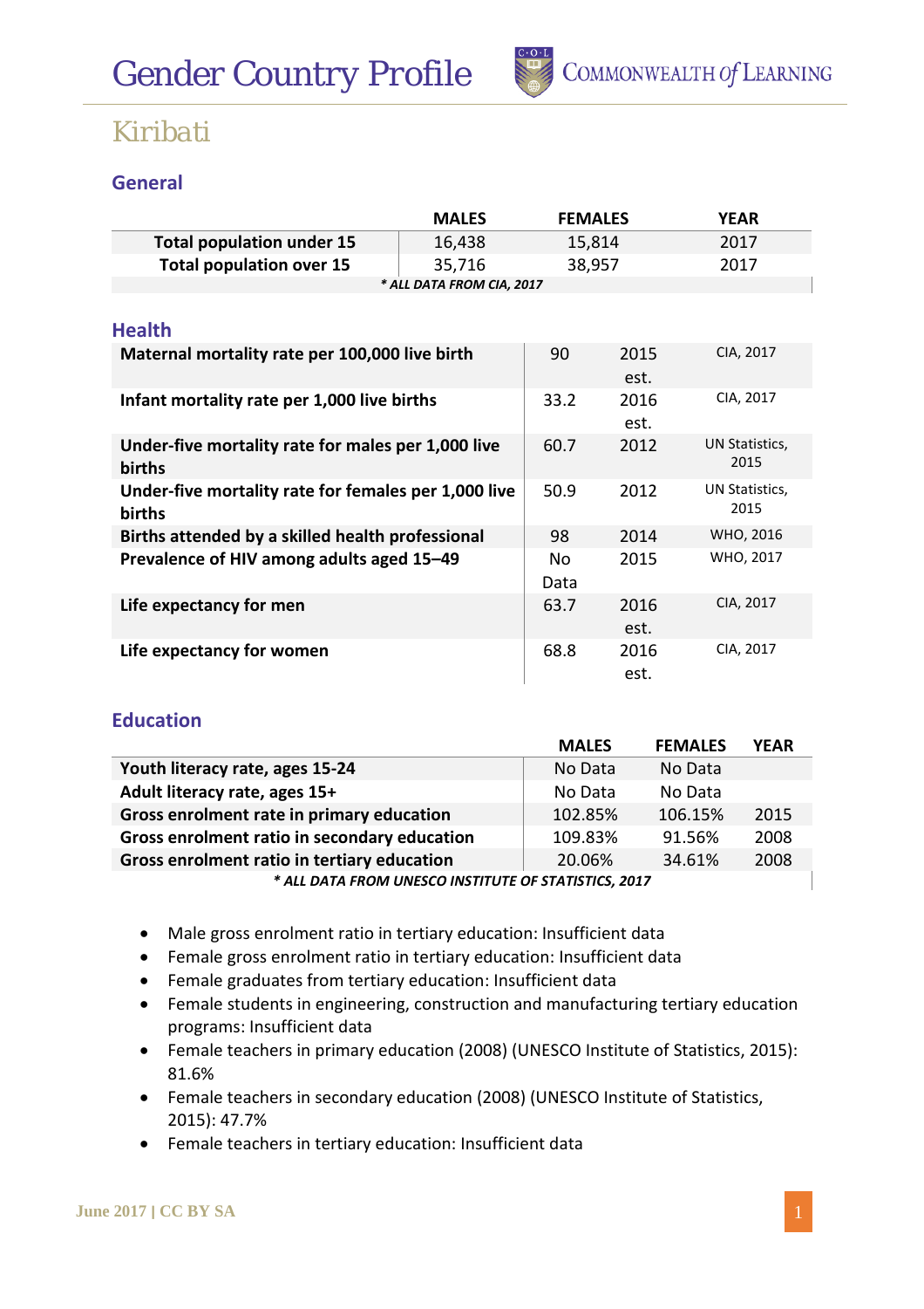# Gender Country Profile

# Kiribati

## General

| | MALES | FEMALES | YEAR |
|---|---|---|---|
| Total population under 15 | 16,438 | 15,814 | 2017 |
| Total population over 15 | 35,716 | 38,957 | 2017 |

*\* ALL DATA FROM CIA, 2017*

## Health

| | | | |
|---|---|---|---|
| Maternal mortality rate per 100,000 live birth | 90 | 2015 est. | CIA, 2017 |
| Infant mortality rate per 1,000 live births | 33.2 | 2016 est. | CIA, 2017 |
| Under-five mortality rate for males per 1,000 live births | 60.7 | 2012 | UN Statistics, 2015 |
| Under-five mortality rate for females per 1,000 live births | 50.9 | 2012 | UN Statistics, 2015 |
| Births attended by a skilled health professional | 98 | 2014 | WHO, 2016 |
| Prevalence of HIV among adults aged 15–49 | No Data | 2015 | WHO, 2017 |
| Life expectancy for men | 63.7 | 2016 est. | CIA, 2017 |
| Life expectancy for women | 68.8 | 2016 est. | CIA, 2017 |

## Education

| | MALES | FEMALES | YEAR |
|---|---|---|---|
| Youth literacy rate, ages 15-24 | No Data | No Data | |
| Adult literacy rate, ages 15+ | No Data | No Data | |
| Gross enrolment rate in primary education | 102.85% | 106.15% | 2015 |
| Gross enrolment ratio in secondary education | 109.83% | 91.56% | 2008 |
| Gross enrolment ratio in tertiary education | 20.06% | 34.61% | 2008 |

*\* ALL DATA FROM UNESCO INSTITUTE OF STATISTICS, 2017*

- Male gross enrolment ratio in tertiary education: Insufficient data
- Female gross enrolment ratio in tertiary education: Insufficient data
- Female graduates from tertiary education: Insufficient data
- Female students in engineering, construction and manufacturing tertiary education programs: Insufficient data
- Female teachers in primary education (2008) (UNESCO Institute of Statistics, 2015): 81.6%
- Female teachers in secondary education (2008) (UNESCO Institute of Statistics, 2015): 47.7%
- Female teachers in tertiary education: Insufficient data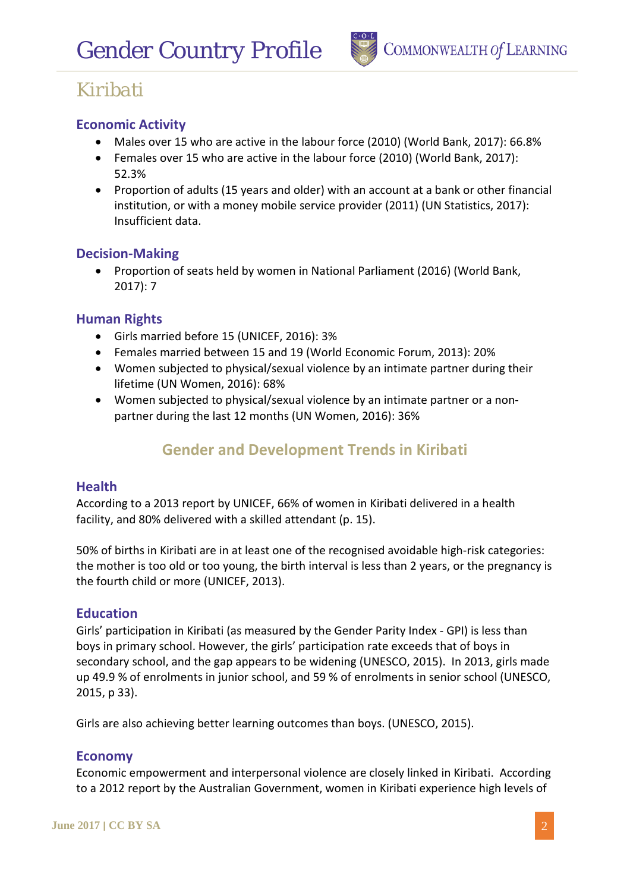## Kiribati

### Economic Activity

- Males over 15 who are active in the labour force (2010) (World Bank, 2017): 66.8%
- Females over 15 who are active in the labour force (2010) (World Bank, 2017): 52.3%
- Proportion of adults (15 years and older) with an account at a bank or other financial institution, or with a money mobile service provider (2011) (UN Statistics, 2017): Insufficient data.

### Decision-Making

- Proportion of seats held by women in National Parliament (2016) (World Bank, 2017): 7

### Human Rights

- Girls married before 15 (UNICEF, 2016): 3%
- Females married between 15 and 19 (World Economic Forum, 2013): 20%
- Women subjected to physical/sexual violence by an intimate partner during their lifetime (UN Women, 2016): 68%
- Women subjected to physical/sexual violence by an intimate partner or a non-partner during the last 12 months (UN Women, 2016): 36%

## Gender and Development Trends in Kiribati

### Health

According to a 2013 report by UNICEF, 66% of women in Kiribati delivered in a health facility, and 80% delivered with a skilled attendant (p. 15).

50% of births in Kiribati are in at least one of the recognised avoidable high-risk categories: the mother is too old or too young, the birth interval is less than 2 years, or the pregnancy is the fourth child or more (UNICEF, 2013).

### Education

Girls' participation in Kiribati (as measured by the Gender Parity Index - GPI) is less than boys in primary school. However, the girls' participation rate exceeds that of boys in secondary school, and the gap appears to be widening (UNESCO, 2015). In 2013, girls made up 49.9 % of enrolments in junior school, and 59 % of enrolments in senior school (UNESCO, 2015, p 33).

Girls are also achieving better learning outcomes than boys. (UNESCO, 2015).

### Economy

Economic empowerment and interpersonal violence are closely linked in Kiribati. According to a 2012 report by the Australian Government, women in Kiribati experience high levels of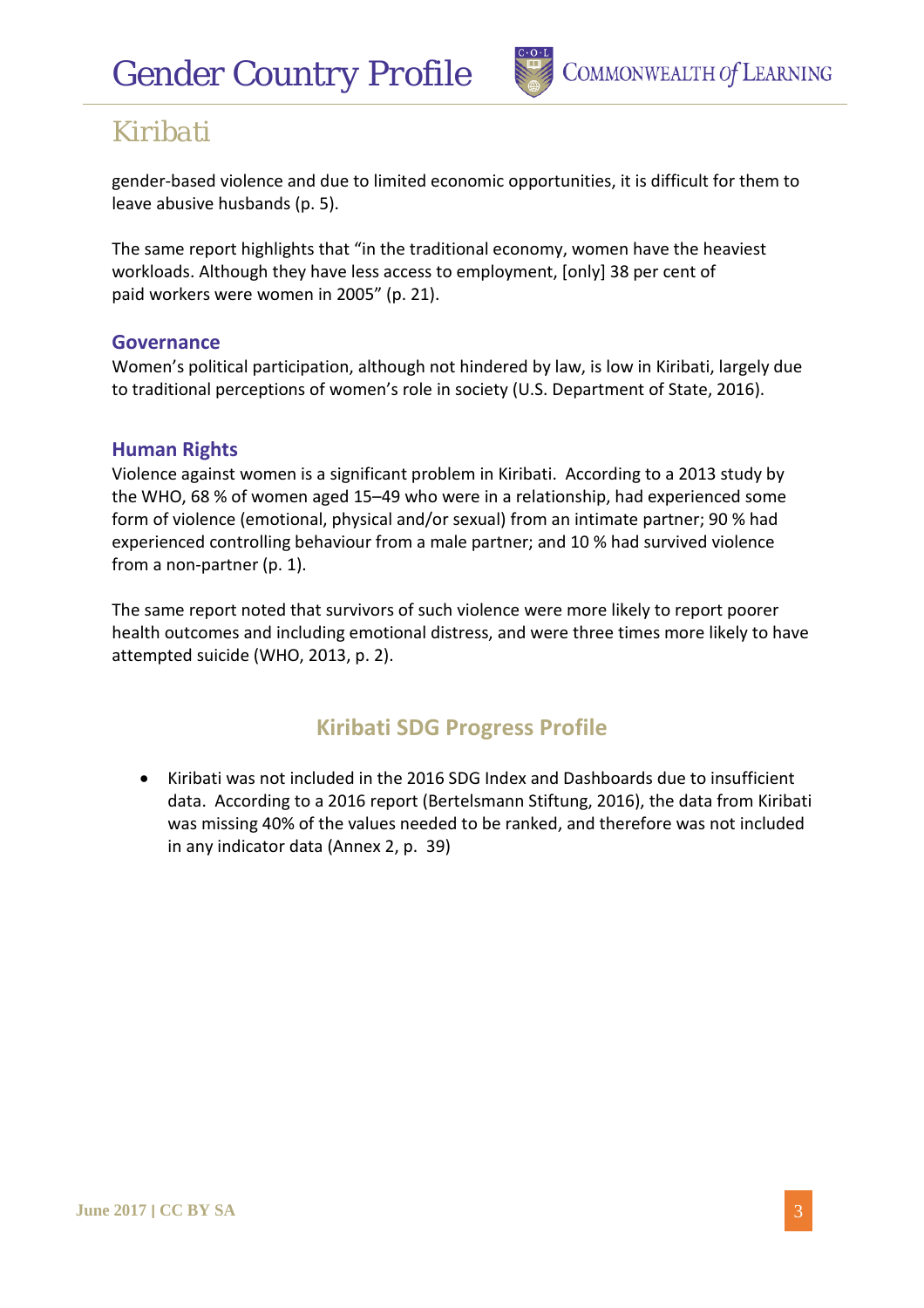gender-based violence and due to limited economic opportunities, it is difficult for them to leave abusive husbands (p. 5).

The same report highlights that "in the traditional economy, women have the heaviest workloads. Although they have less access to employment, [only] 38 per cent of paid workers were women in 2005" (p. 21).

### Governance

Women's political participation, although not hindered by law, is low in Kiribati, largely due to traditional perceptions of women's role in society (U.S. Department of State, 2016).

### Human Rights

Violence against women is a significant problem in Kiribati. According to a 2013 study by the WHO, 68 % of women aged 15–49 who were in a relationship, had experienced some form of violence (emotional, physical and/or sexual) from an intimate partner; 90 % had experienced controlling behaviour from a male partner; and 10 % had survived violence from a non-partner (p. 1).

The same report noted that survivors of such violence were more likely to report poorer health outcomes and including emotional distress, and were three times more likely to have attempted suicide (WHO, 2013, p. 2).

## Kiribati SDG Progress Profile

- Kiribati was not included in the 2016 SDG Index and Dashboards due to insufficient data. According to a 2016 report (Bertelsmann Stiftung, 2016), the data from Kiribati was missing 40% of the values needed to be ranked, and therefore was not included in any indicator data (Annex 2, p. 39)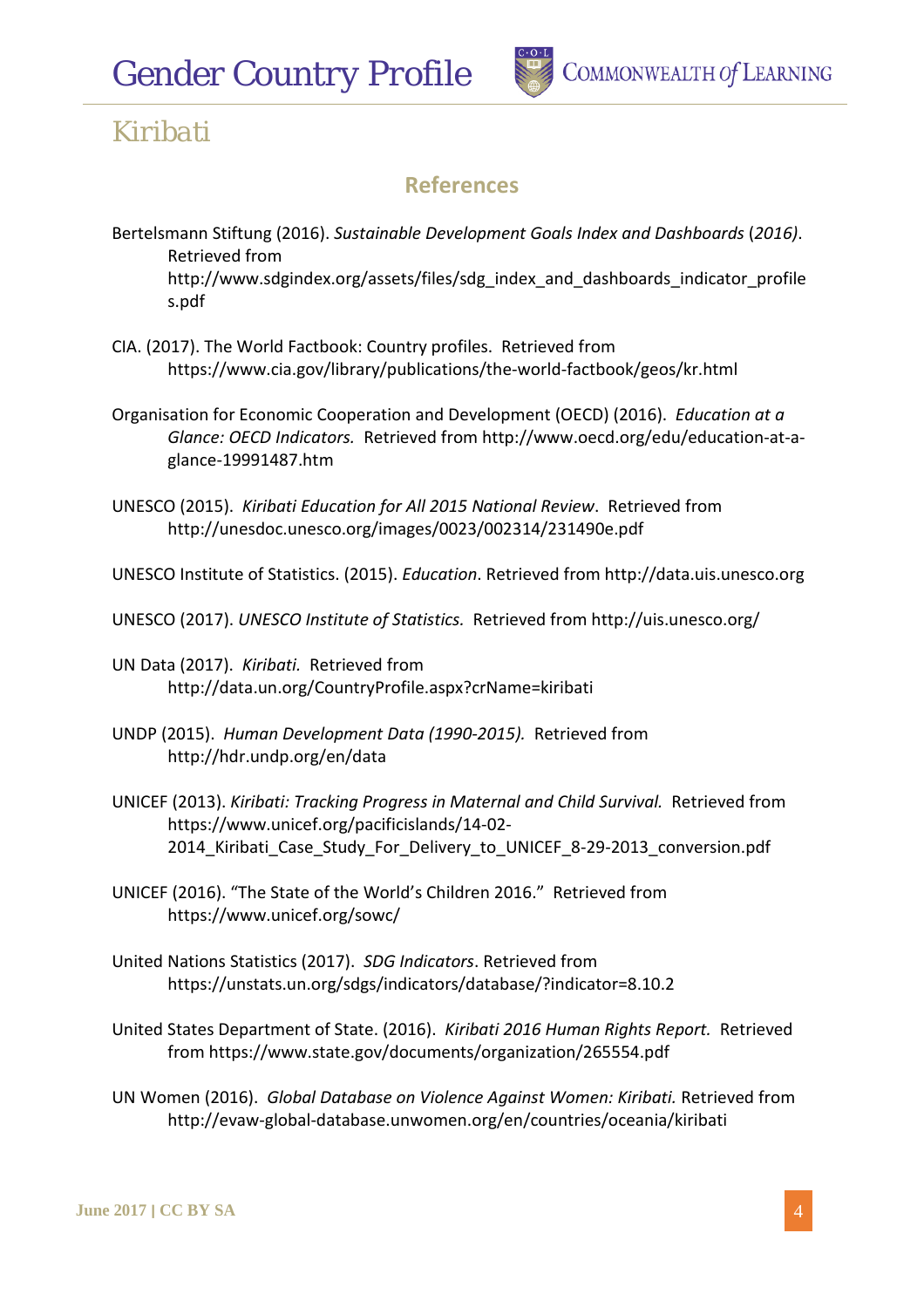## References

Bertelsmann Stiftung (2016). *Sustainable Development Goals Index and Dashboards* (*2016)*. Retrieved from http://www.sdgindex.org/assets/files/sdg_index_and_dashboards_indicator_profiles.pdf

CIA. (2017). The World Factbook: Country profiles. Retrieved from https://www.cia.gov/library/publications/the-world-factbook/geos/kr.html

Organisation for Economic Cooperation and Development (OECD) (2016). *Education at a Glance: OECD Indicators.* Retrieved from http://www.oecd.org/edu/education-at-a-glance-19991487.htm

UNESCO (2015). *Kiribati Education for All 2015 National Review*. Retrieved from http://unesdoc.unesco.org/images/0023/002314/231490e.pdf

UNESCO Institute of Statistics. (2015). *Education*. Retrieved from http://data.uis.unesco.org

UNESCO (2017). *UNESCO Institute of Statistics.* Retrieved from http://uis.unesco.org/

UN Data (2017). *Kiribati.* Retrieved from http://data.un.org/CountryProfile.aspx?crName=kiribati

UNDP (2015). *Human Development Data (1990-2015).* Retrieved from http://hdr.undp.org/en/data

UNICEF (2013). *Kiribati: Tracking Progress in Maternal and Child Survival.* Retrieved from https://www.unicef.org/pacificislands/14-02-2014_Kiribati_Case_Study_For_Delivery_to_UNICEF_8-29-2013_conversion.pdf

UNICEF (2016). "The State of the World's Children 2016." Retrieved from https://www.unicef.org/sowc/

United Nations Statistics (2017). *SDG Indicators*. Retrieved from https://unstats.un.org/sdgs/indicators/database/?indicator=8.10.2

United States Department of State. (2016). *Kiribati 2016 Human Rights Report.* Retrieved from https://www.state.gov/documents/organization/265554.pdf

UN Women (2016). *Global Database on Violence Against Women: Kiribati.* Retrieved from http://evaw-global-database.unwomen.org/en/countries/oceania/kiribati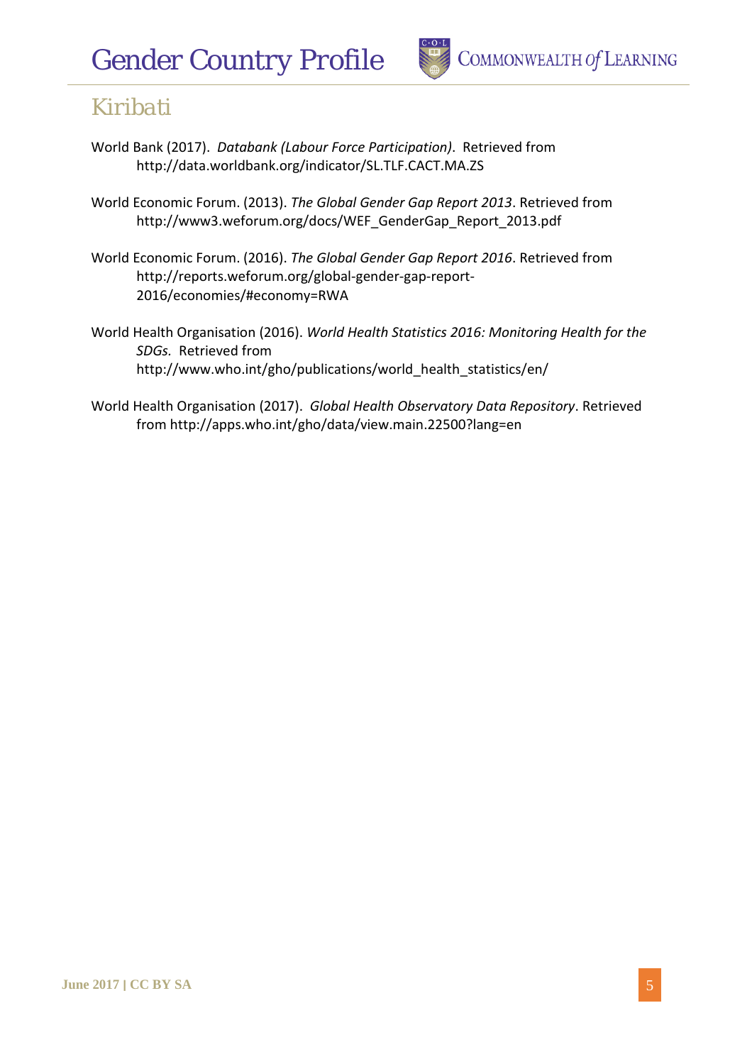World Bank (2017). *Databank (Labour Force Participation)*. Retrieved from http://data.worldbank.org/indicator/SL.TLF.CACT.MA.ZS

World Economic Forum. (2013). *The Global Gender Gap Report 2013*. Retrieved from http://www3.weforum.org/docs/WEF_GenderGap_Report_2013.pdf

World Economic Forum. (2016). *The Global Gender Gap Report 2016*. Retrieved from http://reports.weforum.org/global-gender-gap-report-2016/economies/#economy=RWA

World Health Organisation (2016). *World Health Statistics 2016: Monitoring Health for the SDGs.* Retrieved from http://www.who.int/gho/publications/world_health_statistics/en/

World Health Organisation (2017). *Global Health Observatory Data Repository*. Retrieved from http://apps.who.int/gho/data/view.main.22500?lang=en